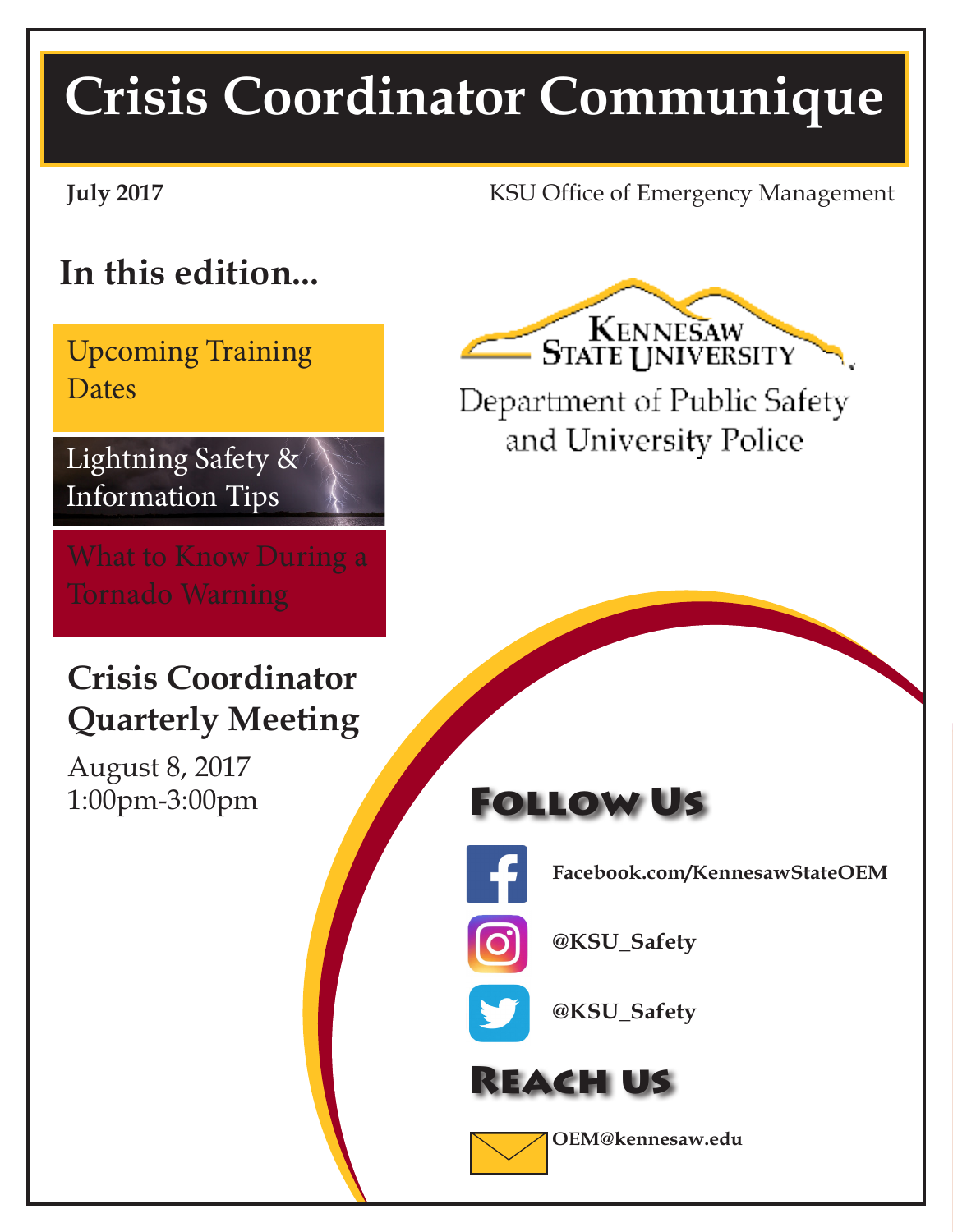# Crisis Coordinator Communique

**July 2017**

KSU Office of Emergency Management

## In this edition...

- Upcoming Training Dates
- Lightning Safety & Information Tips
- What to Know During a Tornado Warning

Kennesaw State University

Department of Public Safety and University Police

## Crisis Coordinator Quarterly Meeting

August 8, 2017
1:00pm-3:00pm

## Follow Us

**Facebook.com/KennesawStateOEM**

**@KSU_Safety**

**@KSU_Safety**

## Reach Us

**OEM@kennesaw.edu**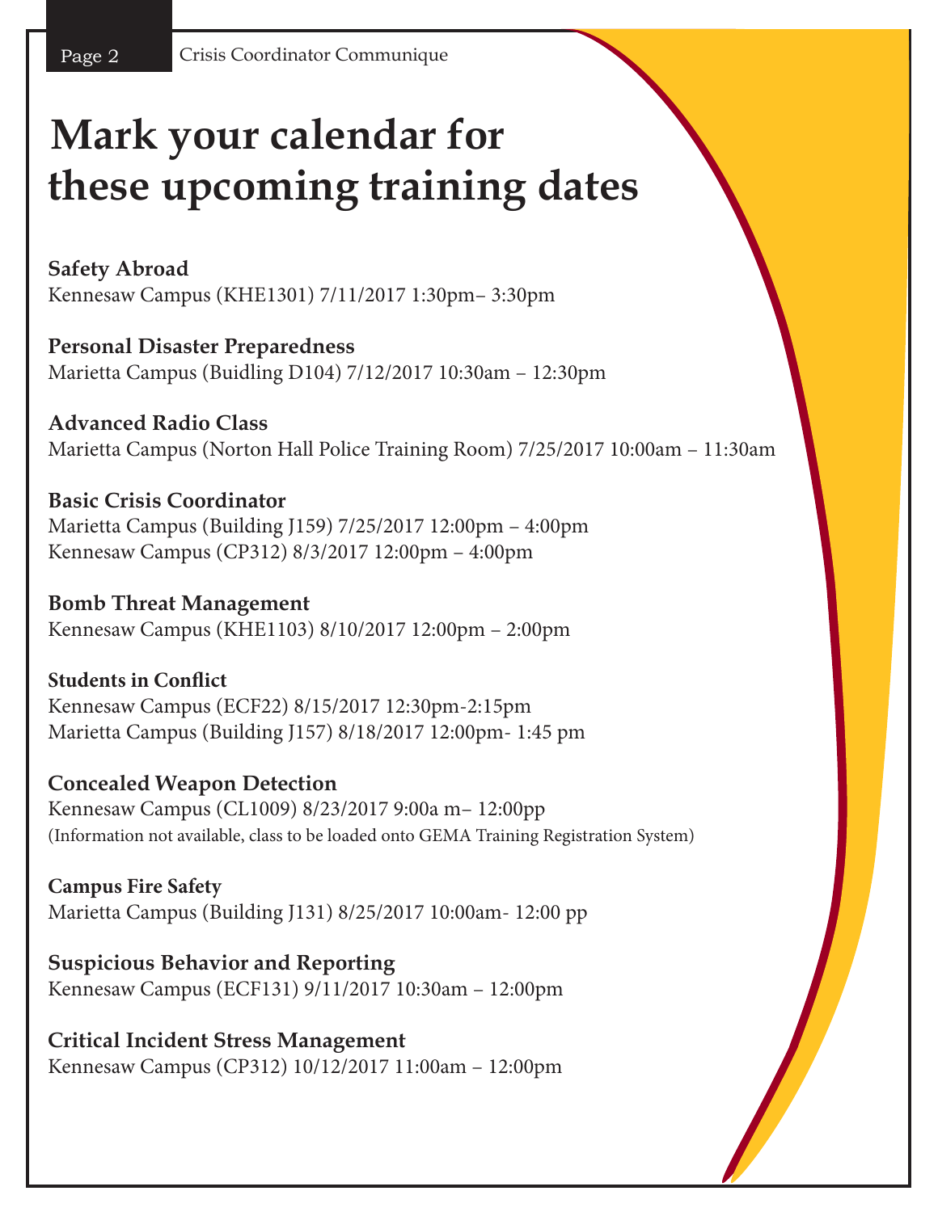# Mark your calendar for these upcoming training dates

**Safety Abroad**
Kennesaw Campus (KHE1301) 7/11/2017 1:30pm– 3:30pm

**Personal Disaster Preparedness**
Marietta Campus (Buidling D104) 7/12/2017 10:30am – 12:30pm

**Advanced Radio Class**
Marietta Campus (Norton Hall Police Training Room) 7/25/2017 10:00am – 11:30am

**Basic Crisis Coordinator**
Marietta Campus (Building J159) 7/25/2017 12:00pm – 4:00pm
Kennesaw Campus (CP312) 8/3/2017 12:00pm – 4:00pm

**Bomb Threat Management**
Kennesaw Campus (KHE1103) 8/10/2017 12:00pm – 2:00pm

**Students in Conflict**
Kennesaw Campus (ECF22) 8/15/2017 12:30pm-2:15pm
Marietta Campus (Building J157) 8/18/2017 12:00pm- 1:45 pm

**Concealed Weapon Detection**
Kennesaw Campus (CL1009) 8/23/2017 9:00a m– 12:00pp
(Information not available, class to be loaded onto GEMA Training Registration System)

**Campus Fire Safety**
Marietta Campus (Building J131) 8/25/2017 10:00am- 12:00 pp

**Suspicious Behavior and Reporting**
Kennesaw Campus (ECF131) 9/11/2017 10:30am – 12:00pm

**Critical Incident Stress Management**
Kennesaw Campus (CP312) 10/12/2017 11:00am – 12:00pm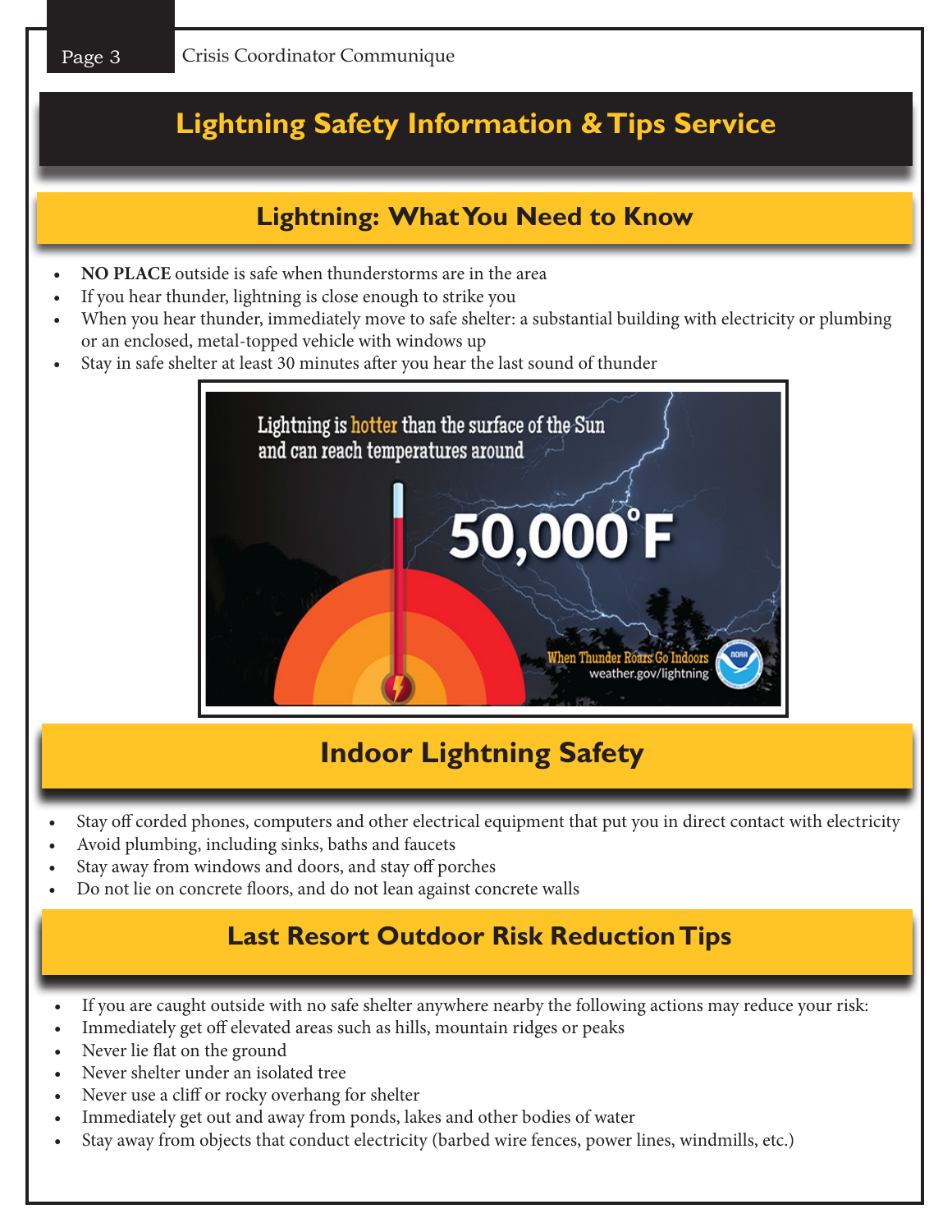# Lightning Safety Information & Tips Service

## Lightning: What You Need to Know

- **NO PLACE** outside is safe when thunderstorms are in the area
- If you hear thunder, lightning is close enough to strike you
- When you hear thunder, immediately move to safe shelter: a substantial building with electricity or plumbing or an enclosed, metal-topped vehicle with windows up
- Stay in safe shelter at least 30 minutes after you hear the last sound of thunder

Lightning is hotter than the surface of the Sun and can reach temperatures around 50,000°F

When Thunder Roars Go Indoors
weather.gov/lightning

## Indoor Lightning Safety

- Stay off corded phones, computers and other electrical equipment that put you in direct contact with electricity
- Avoid plumbing, including sinks, baths and faucets
- Stay away from windows and doors, and stay off porches
- Do not lie on concrete floors, and do not lean against concrete walls

## Last Resort Outdoor Risk Reduction Tips

- If you are caught outside with no safe shelter anywhere nearby the following actions may reduce your risk:
- Immediately get off elevated areas such as hills, mountain ridges or peaks
- Never lie flat on the ground
- Never shelter under an isolated tree
- Never use a cliff or rocky overhang for shelter
- Immediately get out and away from ponds, lakes and other bodies of water
- Stay away from objects that conduct electricity (barbed wire fences, power lines, windmills, etc.)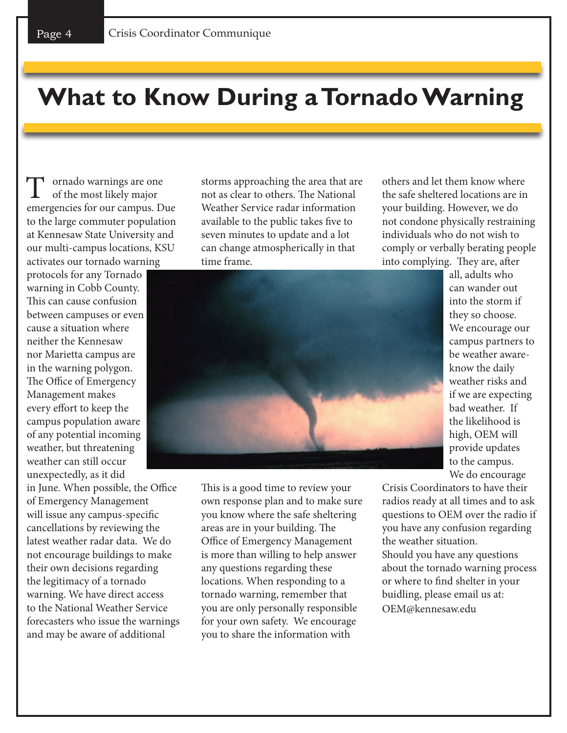# What to Know During a Tornado Warning

Tornado warnings are one of the most likely major emergencies for our campus. Due to the large commuter population at Kennesaw State University and our multi-campus locations, KSU activates our tornado warning protocols for any Tornado warning in Cobb County. This can cause confusion between campuses or even cause a situation where neither the Kennesaw nor Marietta campus are in the warning polygon. The Office of Emergency Management makes every effort to keep the campus population aware of any potential incoming weather, but threatening weather can still occur unexpectedly, as it did in June. When possible, the Office of Emergency Management will issue any campus-specific cancellations by reviewing the latest weather radar data. We do not encourage buildings to make their own decisions regarding the legitimacy of a tornado warning. We have direct access to the National Weather Service forecasters who issue the warnings and may be aware of additional storms approaching the area that are not as clear to others. The National Weather Service radar information available to the public takes five to seven minutes to update and a lot can change atmospherically in that time frame.

This is a good time to review your own response plan and to make sure you know where the safe sheltering areas are in your building. The Office of Emergency Management is more than willing to help answer any questions regarding these locations. When responding to a tornado warning, remember that you are only personally responsible for your own safety. We encourage you to share the information with others and let them know where the safe sheltered locations are in your building. However, we do not condone physically restraining individuals who do not wish to comply or verbally berating people into complying. They are, after all, adults who can wander out into the storm if they so choose. We encourage our campus partners to be weather aware- know the daily weather risks and if we are expecting bad weather. If the likelihood is high, OEM will provide updates to the campus. We do encourage Crisis Coordinators to have their radios ready at all times and to ask questions to OEM over the radio if you have any confusion regarding the weather situation.

Should you have any questions about the tornado warning process or where to find shelter in your buidling, please email us at: OEM@kennesaw.edu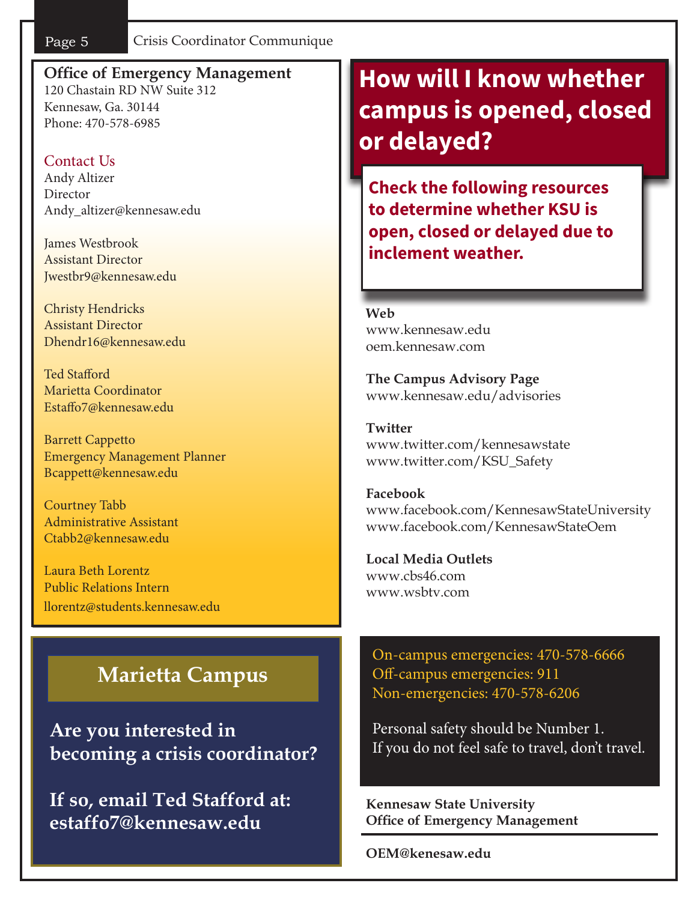**Office of Emergency Management**
120 Chastain RD NW Suite 312
Kennesaw, Ga. 30144
Phone: 470-578-6985

## Contact Us

Andy Altizer
Director
Andy_altizer@kennesaw.edu

James Westbrook
Assistant Director
Jwestbr9@kennesaw.edu

Christy Hendricks
Assistant Director
Dhendr16@kennesaw.edu

Ted Stafford
Marietta Coordinator
Estaffo7@kennesaw.edu

Barrett Cappetto
Emergency Management Planner
Bcappett@kennesaw.edu

Courtney Tabb
Administrative Assistant
Ctabb2@kennesaw.edu

Laura Beth Lorentz
Public Relations Intern
llorentz@students.kennesaw.edu

## Marietta Campus

**Are you interested in becoming a crisis coordinator?**

**If so, email Ted Stafford at: estaffo7@kennesaw.edu**

# How will I know whether campus is opened, closed or delayed?

**Check the following resources to determine whether KSU is open, closed or delayed due to inclement weather.**

**Web**
www.kennesaw.edu
oem.kennesaw.com

**The Campus Advisory Page**
www.kennesaw.edu/advisories

**Twitter**
www.twitter.com/kennesawstate
www.twitter.com/KSU_Safety

**Facebook**
www.facebook.com/KennesawStateUniversity
www.facebook.com/KennesawStateOem

**Local Media Outlets**
www.cbs46.com
www.wsbtv.com

On-campus emergencies: 470-578-6666
Off-campus emergencies: 911
Non-emergencies: 470-578-6206

Personal safety should be Number 1.
If you do not feel safe to travel, don't travel.

**Kennesaw State University**
**Office of Emergency Management**

**OEM@kenesaw.edu**